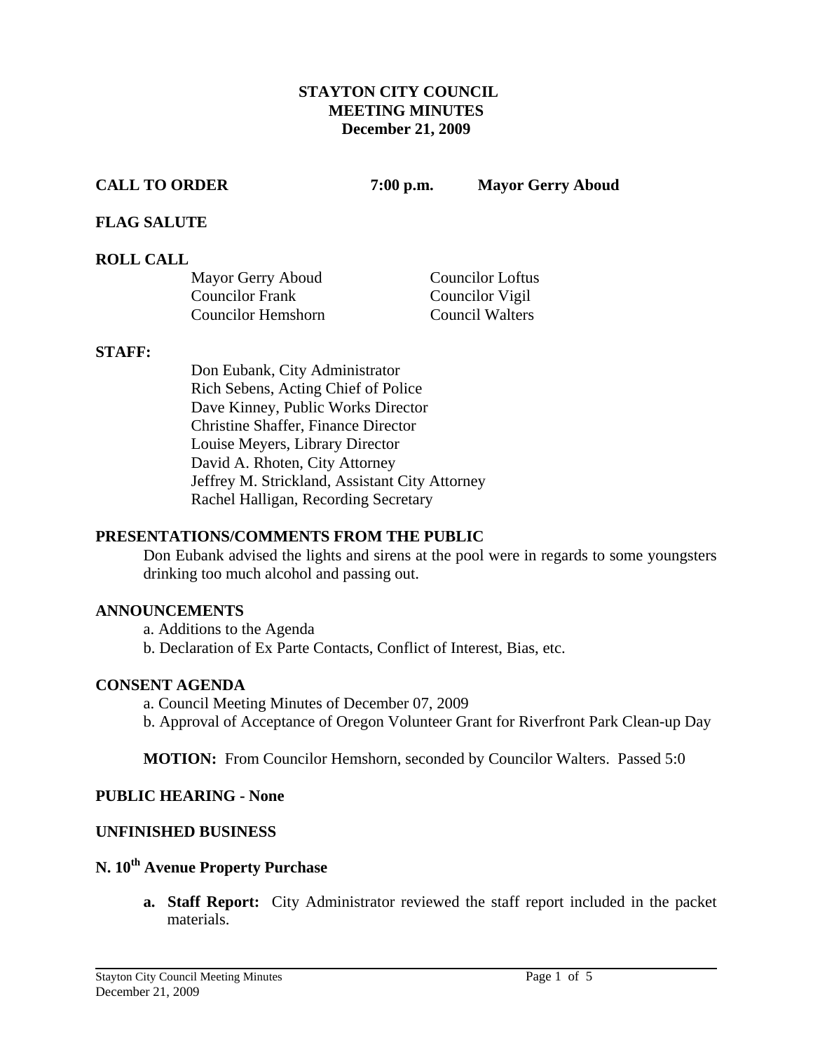# STAYTON CITY COUNCIL
## MEETING MINUTES
### December 21, 2009

**CALL TO ORDER** **7:00 p.m.** **Mayor Gerry Aboud**

**FLAG SALUTE**

**ROLL CALL**

| | |
|---|---|
| Mayor Gerry Aboud | Councilor Loftus |
| Councilor Frank | Councilor Vigil |
| Councilor Hemshorn | Council Walters |

**STAFF:**

Don Eubank, City Administrator
Rich Sebens, Acting Chief of Police
Dave Kinney, Public Works Director
Christine Shaffer, Finance Director
Louise Meyers, Library Director
David A. Rhoten, City Attorney
Jeffrey M. Strickland, Assistant City Attorney
Rachel Halligan, Recording Secretary

**PRESENTATIONS/COMMENTS FROM THE PUBLIC**

Don Eubank advised the lights and sirens at the pool were in regards to some youngsters drinking too much alcohol and passing out.

**ANNOUNCEMENTS**

a. Additions to the Agenda
b. Declaration of Ex Parte Contacts, Conflict of Interest, Bias, etc.

**CONSENT AGENDA**

a. Council Meeting Minutes of December 07, 2009
b. Approval of Acceptance of Oregon Volunteer Grant for Riverfront Park Clean-up Day

**MOTION:** From Councilor Hemshorn, seconded by Councilor Walters. Passed 5:0

**PUBLIC HEARING - None**

**UNFINISHED BUSINESS**

**N. 10th Avenue Property Purchase**

a. **Staff Report:** City Administrator reviewed the staff report included in the packet materials.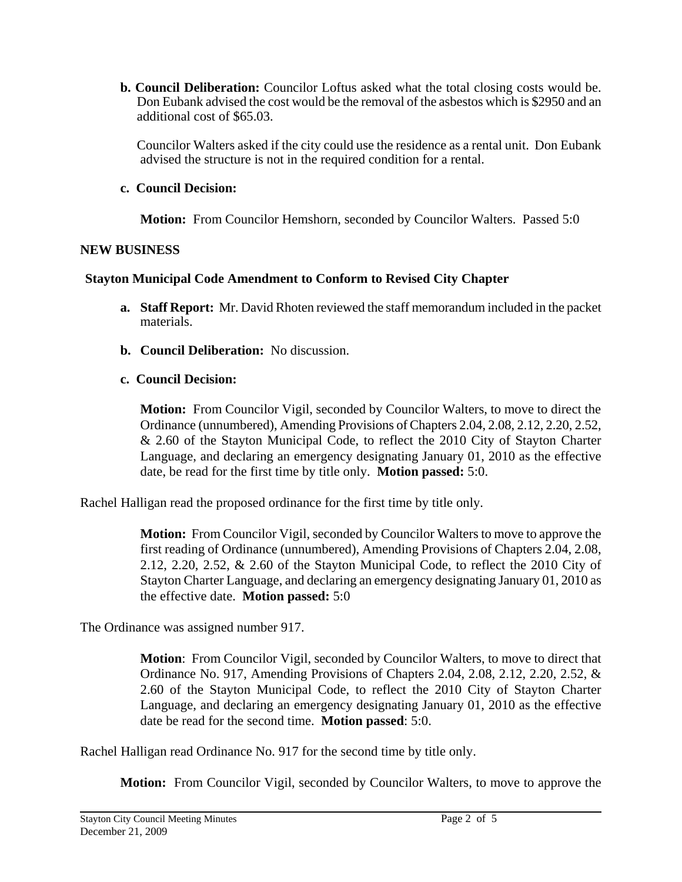**b. Council Deliberation:** Councilor Loftus asked what the total closing costs would be. Don Eubank advised the cost would be the removal of the asbestos which is $2950 and an additional cost of $65.03.

Councilor Walters asked if the city could use the residence as a rental unit. Don Eubank advised the structure is not in the required condition for a rental.

**c. Council Decision:**

**Motion:** From Councilor Hemshorn, seconded by Councilor Walters. Passed 5:0

**NEW BUSINESS**

**Stayton Municipal Code Amendment to Conform to Revised City Chapter**

**a. Staff Report:** Mr. David Rhoten reviewed the staff memorandum included in the packet materials.

**b. Council Deliberation:** No discussion.

**c. Council Decision:**

**Motion:** From Councilor Vigil, seconded by Councilor Walters, to move to direct the Ordinance (unnumbered), Amending Provisions of Chapters 2.04, 2.08, 2.12, 2.20, 2.52, & 2.60 of the Stayton Municipal Code, to reflect the 2010 City of Stayton Charter Language, and declaring an emergency designating January 01, 2010 as the effective date, be read for the first time by title only. **Motion passed:** 5:0.

Rachel Halligan read the proposed ordinance for the first time by title only.

**Motion:** From Councilor Vigil, seconded by Councilor Walters to move to approve the first reading of Ordinance (unnumbered), Amending Provisions of Chapters 2.04, 2.08, 2.12, 2.20, 2.52, & 2.60 of the Stayton Municipal Code, to reflect the 2010 City of Stayton Charter Language, and declaring an emergency designating January 01, 2010 as the effective date. **Motion passed:** 5:0

The Ordinance was assigned number 917.

**Motion**: From Councilor Vigil, seconded by Councilor Walters, to move to direct that Ordinance No. 917, Amending Provisions of Chapters 2.04, 2.08, 2.12, 2.20, 2.52, & 2.60 of the Stayton Municipal Code, to reflect the 2010 City of Stayton Charter Language, and declaring an emergency designating January 01, 2010 as the effective date be read for the second time. **Motion passed**: 5:0.

Rachel Halligan read Ordinance No. 917 for the second time by title only.

**Motion:** From Councilor Vigil, seconded by Councilor Walters, to move to approve the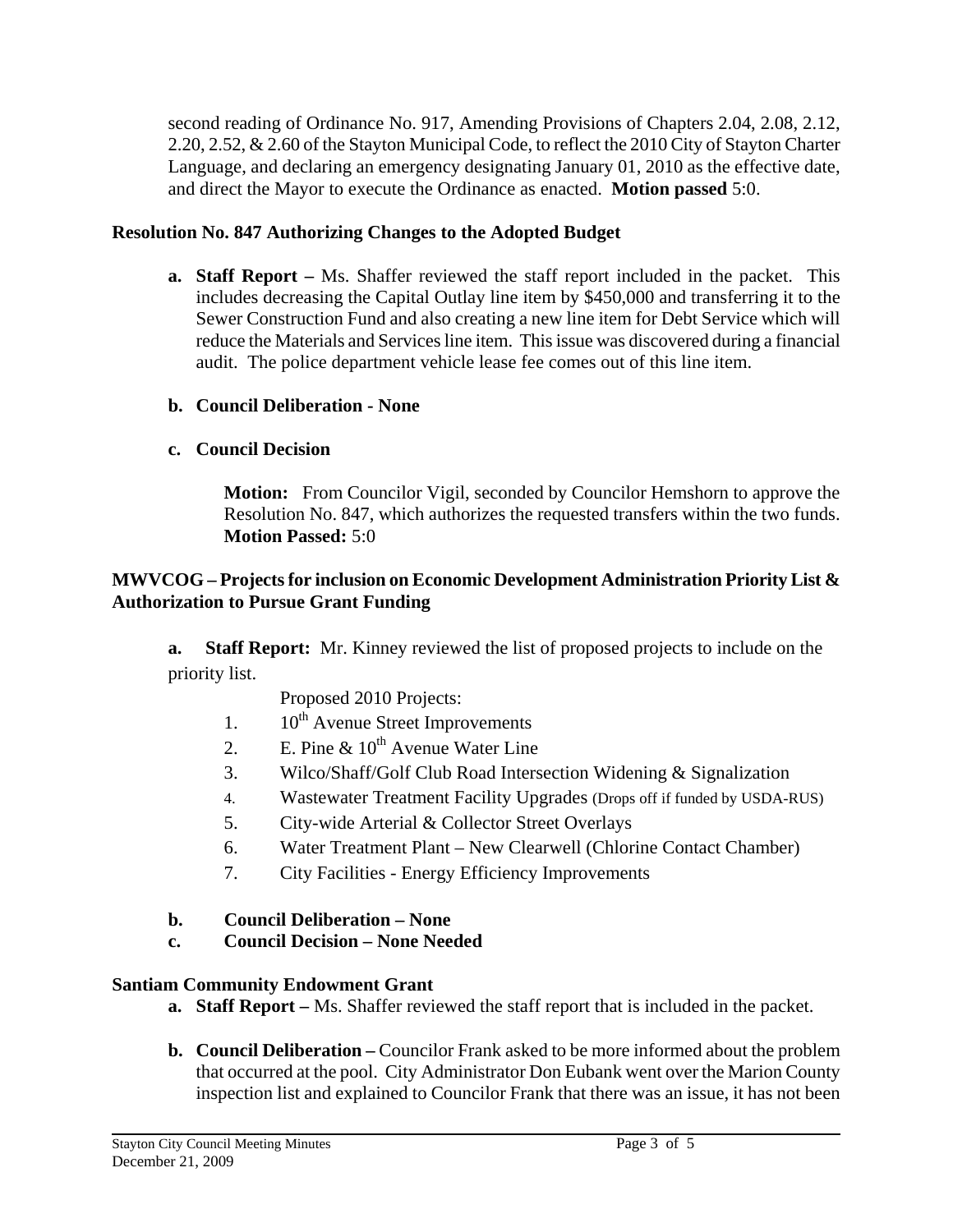second reading of Ordinance No. 917, Amending Provisions of Chapters 2.04, 2.08, 2.12, 2.20, 2.52, & 2.60 of the Stayton Municipal Code, to reflect the 2010 City of Stayton Charter Language, and declaring an emergency designating January 01, 2010 as the effective date, and direct the Mayor to execute the Ordinance as enacted. **Motion passed** 5:0.

**Resolution No. 847 Authorizing Changes to the Adopted Budget**

**a. Staff Report –** Ms. Shaffer reviewed the staff report included in the packet. This includes decreasing the Capital Outlay line item by $450,000 and transferring it to the Sewer Construction Fund and also creating a new line item for Debt Service which will reduce the Materials and Services line item. This issue was discovered during a financial audit. The police department vehicle lease fee comes out of this line item.

**b. Council Deliberation - None**

**c. Council Decision**

**Motion:** From Councilor Vigil, seconded by Councilor Hemshorn to approve the Resolution No. 847, which authorizes the requested transfers within the two funds. **Motion Passed:** 5:0

**MWVCOG – Projects for inclusion on Economic Development Administration Priority List & Authorization to Pursue Grant Funding**

**a. Staff Report:** Mr. Kinney reviewed the list of proposed projects to include on the priority list.

Proposed 2010 Projects:

1. 10th Avenue Street Improvements
2. E. Pine & 10th Avenue Water Line
3. Wilco/Shaff/Golf Club Road Intersection Widening & Signalization
4. Wastewater Treatment Facility Upgrades (Drops off if funded by USDA-RUS)
5. City-wide Arterial & Collector Street Overlays
6. Water Treatment Plant – New Clearwell (Chlorine Contact Chamber)
7. City Facilities - Energy Efficiency Improvements

**b. Council Deliberation – None**

**c. Council Decision – None Needed**

**Santiam Community Endowment Grant**

**a. Staff Report –** Ms. Shaffer reviewed the staff report that is included in the packet.

**b. Council Deliberation –** Councilor Frank asked to be more informed about the problem that occurred at the pool. City Administrator Don Eubank went over the Marion County inspection list and explained to Councilor Frank that there was an issue, it has not been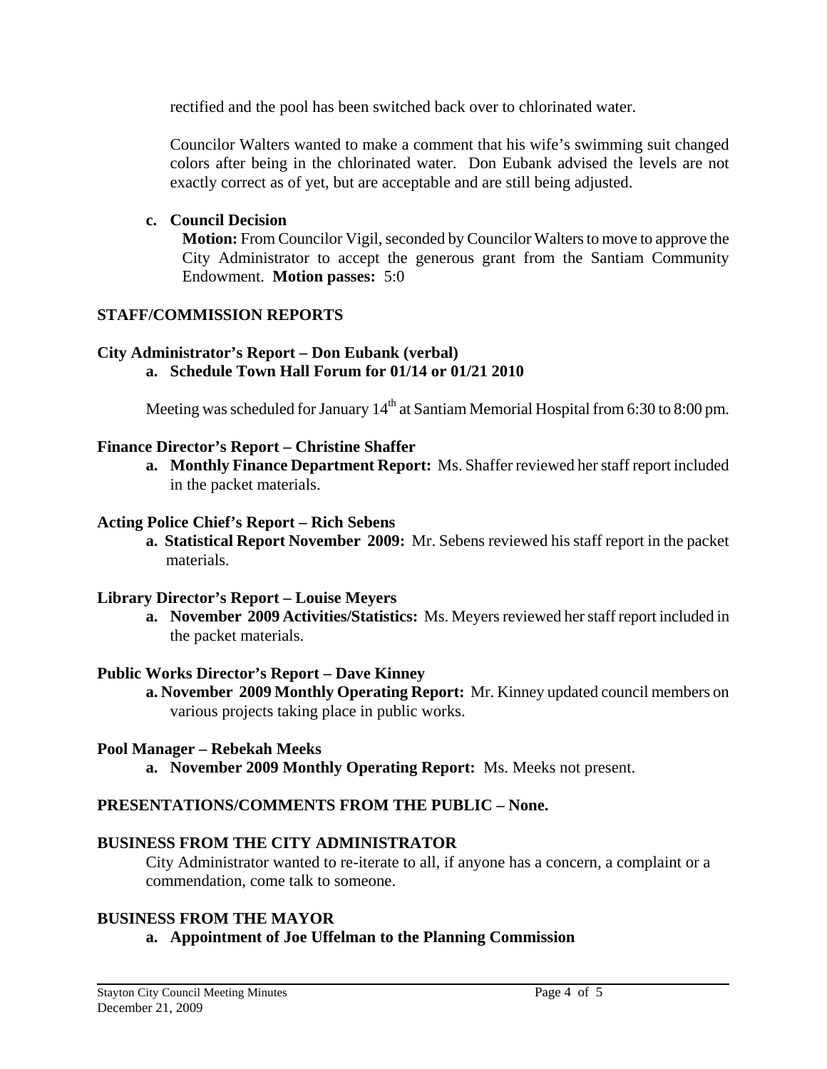rectified and the pool has been switched back over to chlorinated water.

Councilor Walters wanted to make a comment that his wife's swimming suit changed colors after being in the chlorinated water. Don Eubank advised the levels are not exactly correct as of yet, but are acceptable and are still being adjusted.

**c. Council Decision**

**Motion:** From Councilor Vigil, seconded by Councilor Walters to move to approve the City Administrator to accept the generous grant from the Santiam Community Endowment. **Motion passes:** 5:0

## STAFF/COMMISSION REPORTS

### City Administrator's Report – Don Eubank (verbal)

**a. Schedule Town Hall Forum for 01/14 or 01/21 2010**

Meeting was scheduled for January 14th at Santiam Memorial Hospital from 6:30 to 8:00 pm.

### Finance Director's Report – Christine Shaffer

**a. Monthly Finance Department Report:** Ms. Shaffer reviewed her staff report included in the packet materials.

### Acting Police Chief's Report – Rich Sebens

**a. Statistical Report November 2009:** Mr. Sebens reviewed his staff report in the packet materials.

### Library Director's Report – Louise Meyers

**a. November 2009 Activities/Statistics:** Ms. Meyers reviewed her staff report included in the packet materials.

### Public Works Director's Report – Dave Kinney

**a. November 2009 Monthly Operating Report:** Mr. Kinney updated council members on various projects taking place in public works.

### Pool Manager – Rebekah Meeks

**a. November 2009 Monthly Operating Report:** Ms. Meeks not present.

## PRESENTATIONS/COMMENTS FROM THE PUBLIC – None.

## BUSINESS FROM THE CITY ADMINISTRATOR

City Administrator wanted to re-iterate to all, if anyone has a concern, a complaint or a commendation, come talk to someone.

## BUSINESS FROM THE MAYOR

**a. Appointment of Joe Uffelman to the Planning Commission**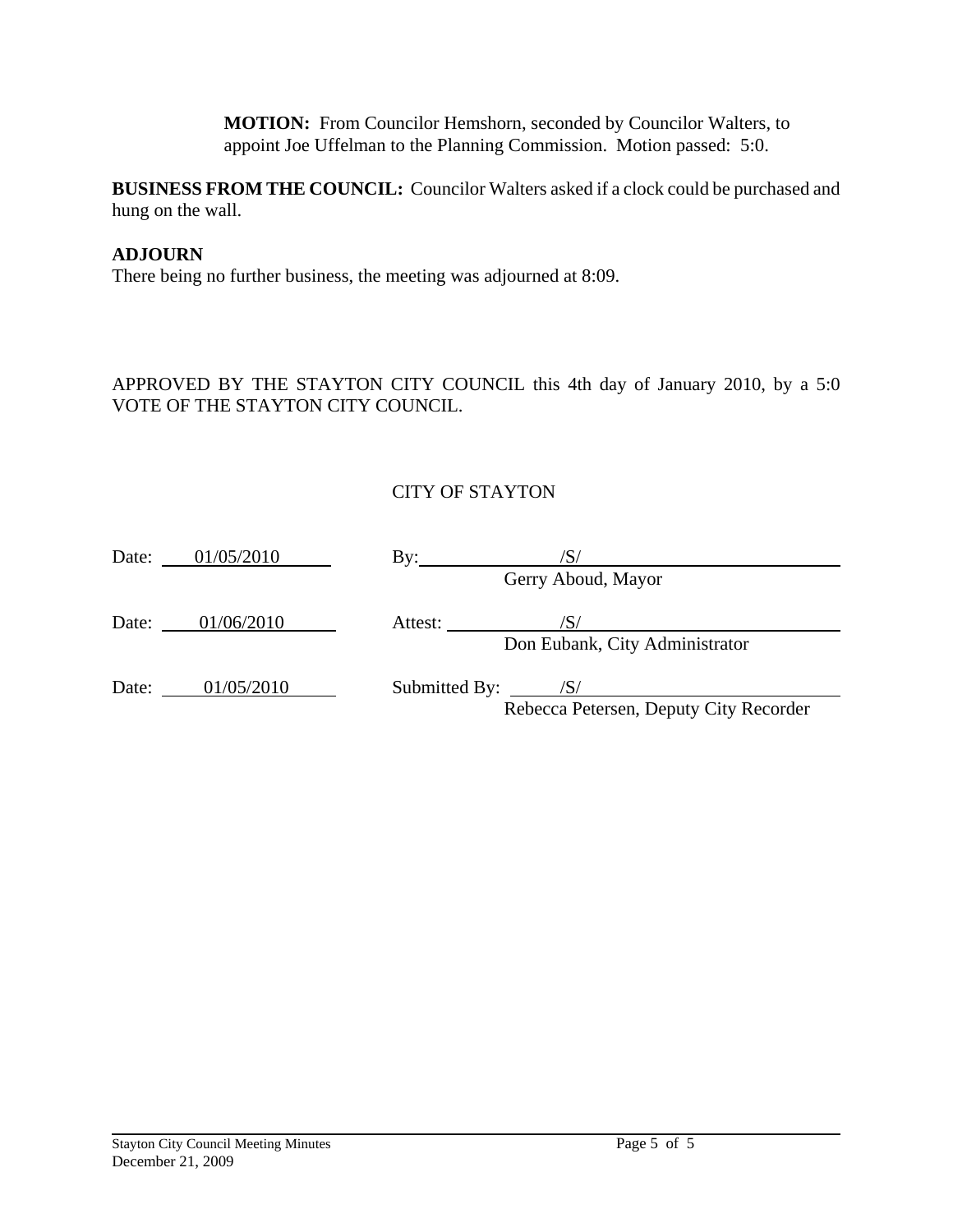**MOTION:** From Councilor Hemshorn, seconded by Councilor Walters, to appoint Joe Uffelman to the Planning Commission. Motion passed: 5:0.

**BUSINESS FROM THE COUNCIL:** Councilor Walters asked if a clock could be purchased and hung on the wall.

**ADJOURN**

There being no further business, the meeting was adjourned at 8:09.

APPROVED BY THE STAYTON CITY COUNCIL this 4th day of January 2010, by a 5:0 VOTE OF THE STAYTON CITY COUNCIL.

CITY OF STAYTON

Date: 01/05/2010 By: /S/
Gerry Aboud, Mayor

Date: 01/06/2010 Attest: /S/
Don Eubank, City Administrator

Date: 01/05/2010 Submitted By: /S/
Rebecca Petersen, Deputy City Recorder